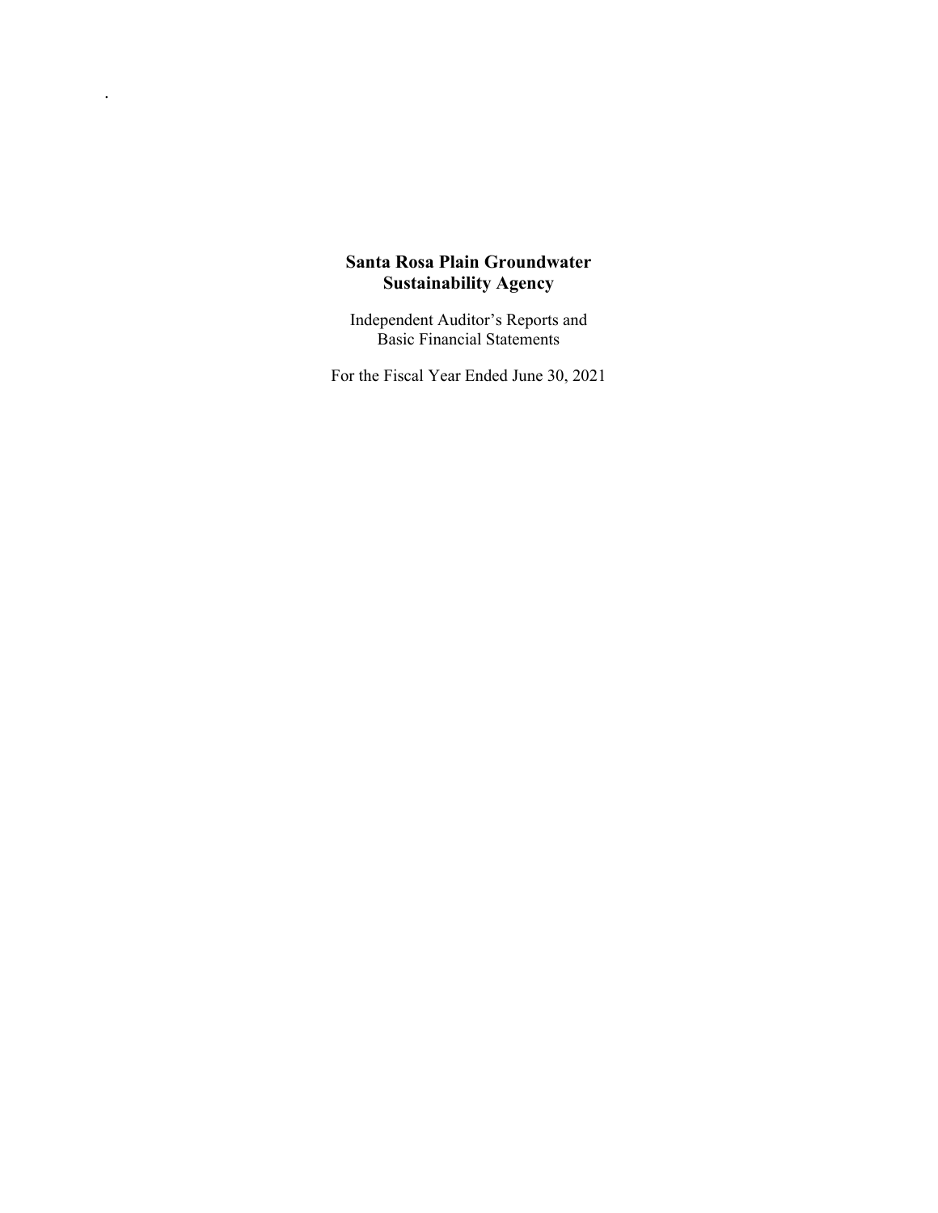# Santa Rosa Plain Groundwater Sustainability Agency

Independent Auditor's Reports and Basic Financial Statements

For the Fiscal Year Ended June 30, 2021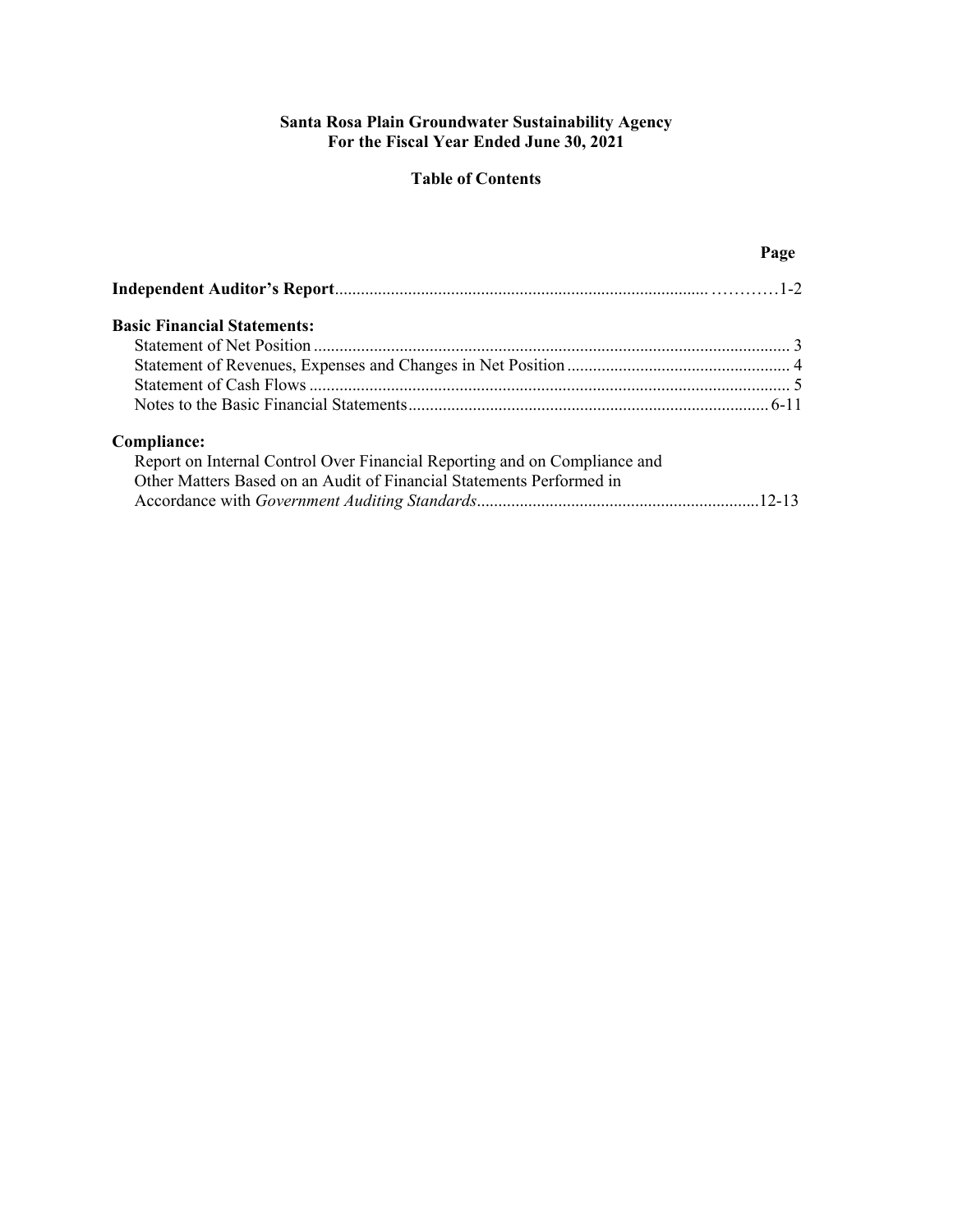**Santa Rosa Plain Groundwater Sustainability Agency**
**For the Fiscal Year Ended June 30, 2021**

**Table of Contents**

| | Page |
|---|---|
| **Independent Auditor's Report** | 1-2 |
| **Basic Financial Statements:** | |
| Statement of Net Position | 3 |
| Statement of Revenues, Expenses and Changes in Net Position | 4 |
| Statement of Cash Flows | 5 |
| Notes to the Basic Financial Statements | 6-11 |
| **Compliance:** | |
| Report on Internal Control Over Financial Reporting and on Compliance and Other Matters Based on an Audit of Financial Statements Performed in Accordance with *Government Auditing Standards* | 12-13 |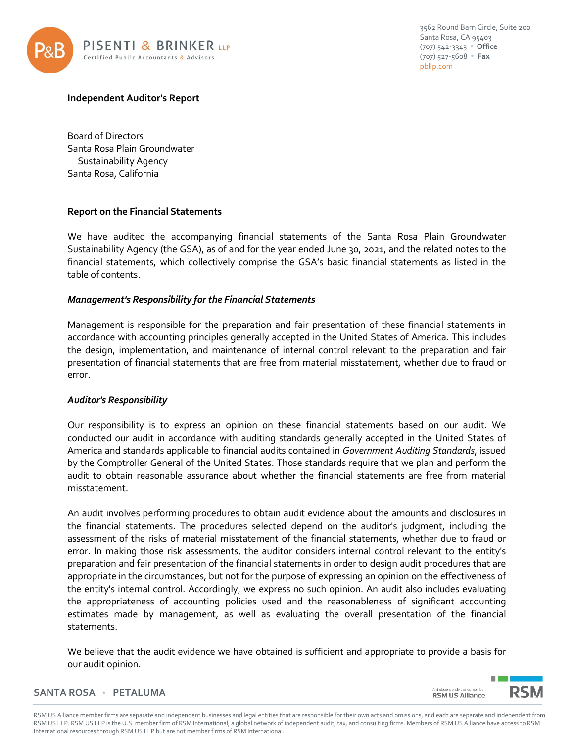PISENTI & BRINKER LLP
Certified Public Accountants & Advisors

3562 Round Barn Circle, Suite 200
Santa Rosa, CA 95403
(707) 542-3343 • Office
(707) 527-5608 • Fax
pbllp.com

## Independent Auditor's Report

Board of Directors
Santa Rosa Plain Groundwater
Sustainability Agency
Santa Rosa, California

### Report on the Financial Statements

We have audited the accompanying financial statements of the Santa Rosa Plain Groundwater Sustainability Agency (the GSA), as of and for the year ended June 30, 2021, and the related notes to the financial statements, which collectively comprise the GSA's basic financial statements as listed in the table of contents.

#### *Management's Responsibility for the Financial Statements*

Management is responsible for the preparation and fair presentation of these financial statements in accordance with accounting principles generally accepted in the United States of America. This includes the design, implementation, and maintenance of internal control relevant to the preparation and fair presentation of financial statements that are free from material misstatement, whether due to fraud or error.

#### *Auditor's Responsibility*

Our responsibility is to express an opinion on these financial statements based on our audit. We conducted our audit in accordance with auditing standards generally accepted in the United States of America and standards applicable to financial audits contained in *Government Auditing Standards*, issued by the Comptroller General of the United States. Those standards require that we plan and perform the audit to obtain reasonable assurance about whether the financial statements are free from material misstatement.

An audit involves performing procedures to obtain audit evidence about the amounts and disclosures in the financial statements. The procedures selected depend on the auditor's judgment, including the assessment of the risks of material misstatement of the financial statements, whether due to fraud or error. In making those risk assessments, the auditor considers internal control relevant to the entity's preparation and fair presentation of the financial statements in order to design audit procedures that are appropriate in the circumstances, but not for the purpose of expressing an opinion on the effectiveness of the entity's internal control. Accordingly, we express no such opinion. An audit also includes evaluating the appropriateness of accounting policies used and the reasonableness of significant accounting estimates made by management, as well as evaluating the overall presentation of the financial statements.

We believe that the audit evidence we have obtained is sufficient and appropriate to provide a basis for our audit opinion.

SANTA ROSA • PETALUMA

An independently owned member RSM US Alliance

RSM

RSM US Alliance member firms are separate and independent businesses and legal entities that are responsible for their own acts and omissions, and each are separate and independent from RSM US LLP. RSM US LLP is the U.S. member firm of RSM International, a global network of independent audit, tax, and consulting firms. Members of RSM US Alliance have access to RSM International resources through RSM US LLP but are not member firms of RSM International.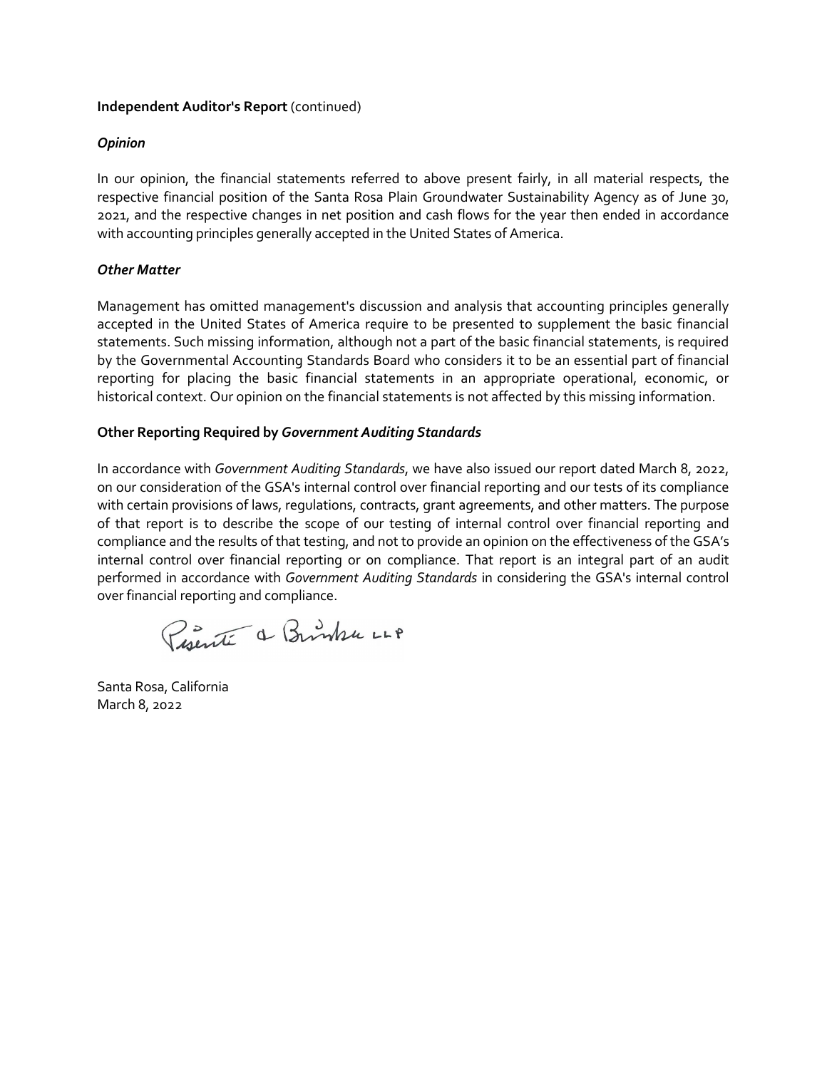**Independent Auditor's Report** (continued)

### *Opinion*

In our opinion, the financial statements referred to above present fairly, in all material respects, the respective financial position of the Santa Rosa Plain Groundwater Sustainability Agency as of June 30, 2021, and the respective changes in net position and cash flows for the year then ended in accordance with accounting principles generally accepted in the United States of America.

### *Other Matter*

Management has omitted management's discussion and analysis that accounting principles generally accepted in the United States of America require to be presented to supplement the basic financial statements. Such missing information, although not a part of the basic financial statements, is required by the Governmental Accounting Standards Board who considers it to be an essential part of financial reporting for placing the basic financial statements in an appropriate operational, economic, or historical context. Our opinion on the financial statements is not affected by this missing information.

## Other Reporting Required by *Government Auditing Standards*

In accordance with *Government Auditing Standards*, we have also issued our report dated March 8, 2022, on our consideration of the GSA's internal control over financial reporting and our tests of its compliance with certain provisions of laws, regulations, contracts, grant agreements, and other matters. The purpose of that report is to describe the scope of our testing of internal control over financial reporting and compliance and the results of that testing, and not to provide an opinion on the effectiveness of the GSA's internal control over financial reporting or on compliance. That report is an integral part of an audit performed in accordance with *Government Auditing Standards* in considering the GSA's internal control over financial reporting and compliance.

Pisenti & Brinker LLP

Santa Rosa, California
March 8, 2022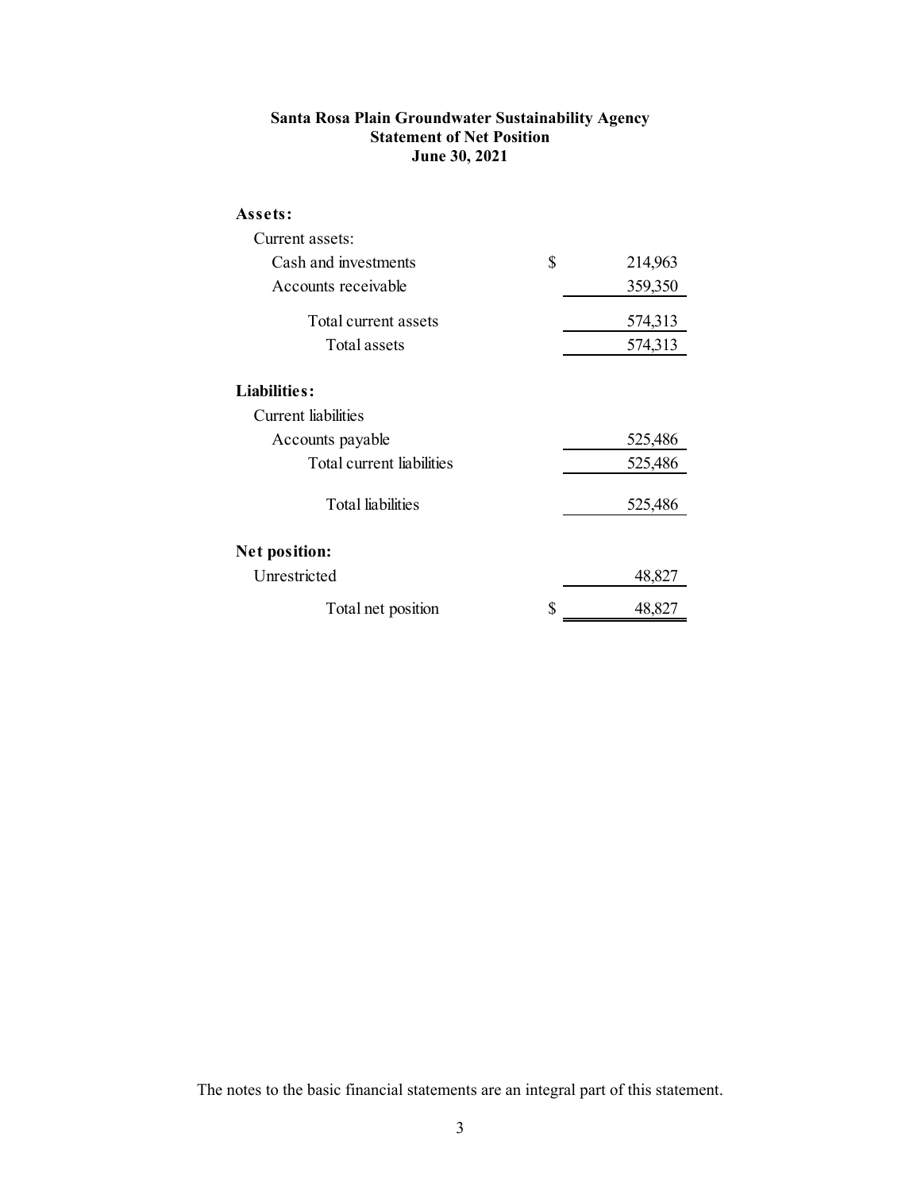**Santa Rosa Plain Groundwater Sustainability Agency**
**Statement of Net Position**
**June 30, 2021**

| | |
|---|---|
| **Assets:** | |
| Current assets: | |
| Cash and investments | $ 214,963 |
| Accounts receivable | 359,350 |
| Total current assets | 574,313 |
| Total assets | 574,313 |
| **Liabilities:** | |
| Current liabilities | |
| Accounts payable | 525,486 |
| Total current liabilities | 525,486 |
| Total liabilities | 525,486 |
| **Net position:** | |
| Unrestricted | 48,827 |
| Total net position | $ 48,827 |

The notes to the basic financial statements are an integral part of this statement.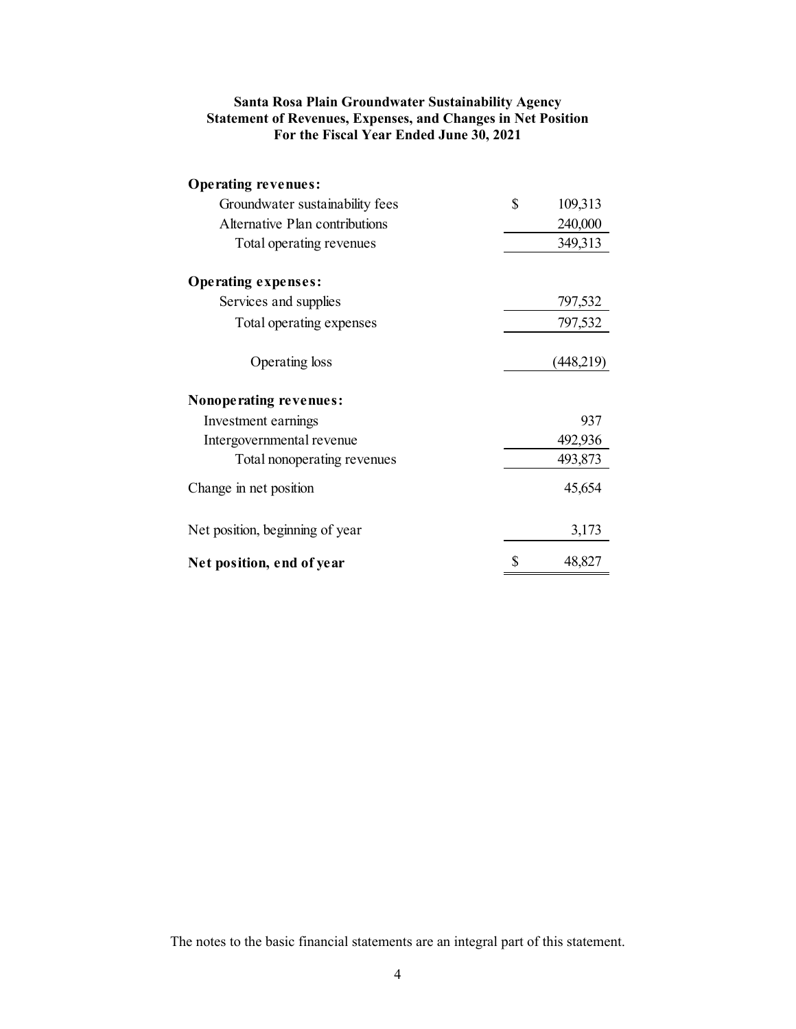**Santa Rosa Plain Groundwater Sustainability Agency**
**Statement of Revenues, Expenses, and Changes in Net Position**
**For the Fiscal Year Ended June 30, 2021**

| | |
|---|---|
| **Operating revenues:** | |
| Groundwater sustainability fees | $ 109,313 |
| Alternative Plan contributions | 240,000 |
| Total operating revenues | 349,313 |
| **Operating expenses:** | |
| Services and supplies | 797,532 |
| Total operating expenses | 797,532 |
| Operating loss | (448,219) |
| **Nonoperating revenues:** | |
| Investment earnings | 937 |
| Intergovernmental revenue | 492,936 |
| Total nonoperating revenues | 493,873 |
| Change in net position | 45,654 |
| Net position, beginning of year | 3,173 |
| **Net position, end of year** | $ 48,827 |

The notes to the basic financial statements are an integral part of this statement.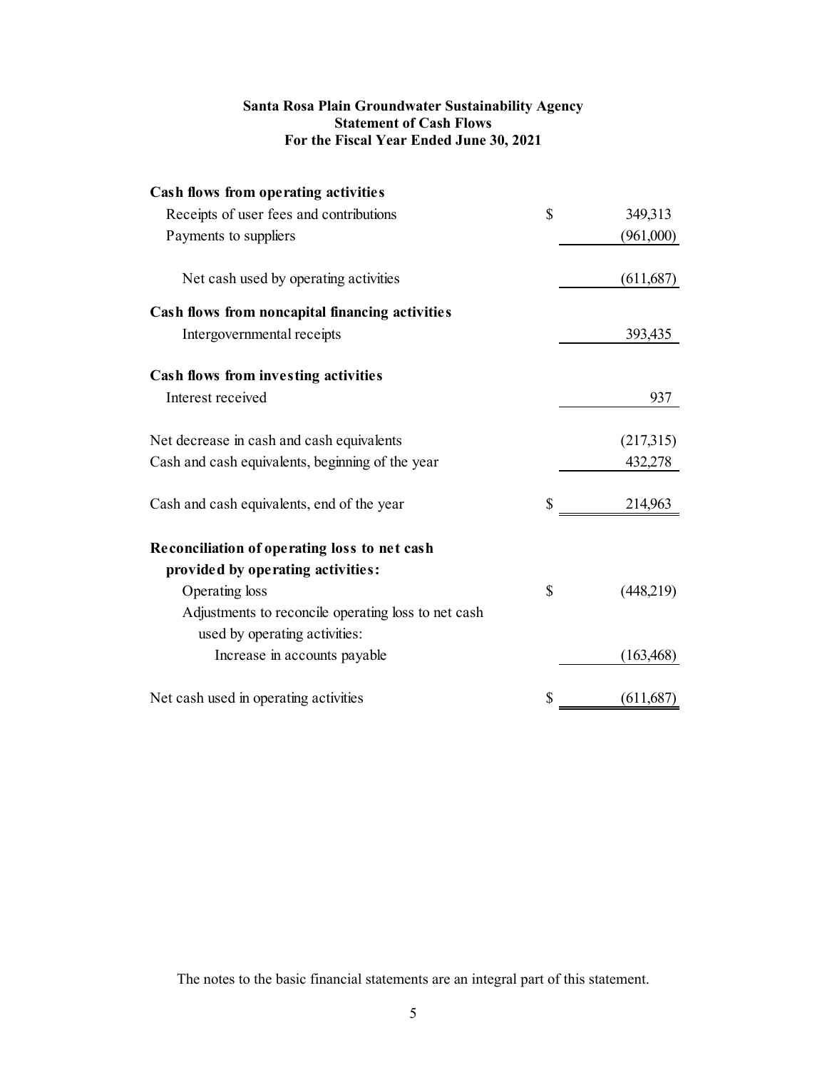**Santa Rosa Plain Groundwater Sustainability Agency**
**Statement of Cash Flows**
**For the Fiscal Year Ended June 30, 2021**

| | | |
|---|---|---|
| **Cash flows from operating activities** | | |
| Receipts of user fees and contributions | $ | 349,313 |
| Payments to suppliers | | (961,000) |
| Net cash used by operating activities | | (611,687) |
| **Cash flows from noncapital financing activities** | | |
| Intergovernmental receipts | | 393,435 |
| **Cash flows from investing activities** | | |
| Interest received | | 937 |
| Net decrease in cash and cash equivalents | | (217,315) |
| Cash and cash equivalents, beginning of the year | | 432,278 |
| Cash and cash equivalents, end of the year | $ | 214,963 |
| **Reconciliation of operating loss to net cash provided by operating activities:** | | |
| Operating loss | $ | (448,219) |
| Adjustments to reconcile operating loss to net cash used by operating activities: | | |
| Increase in accounts payable | | (163,468) |
| Net cash used in operating activities | $ | (611,687) |

The notes to the basic financial statements are an integral part of this statement.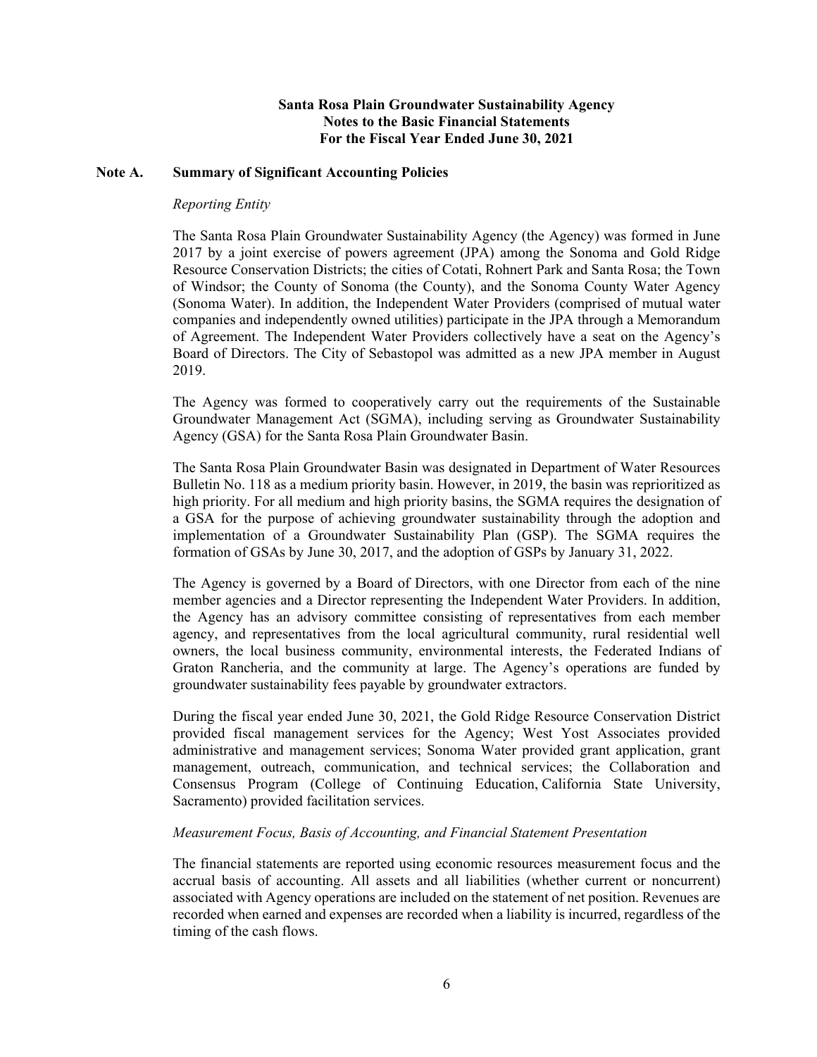**Santa Rosa Plain Groundwater Sustainability Agency**
**Notes to the Basic Financial Statements**
**For the Fiscal Year Ended June 30, 2021**

## Note A. Summary of Significant Accounting Policies

*Reporting Entity*

The Santa Rosa Plain Groundwater Sustainability Agency (the Agency) was formed in June 2017 by a joint exercise of powers agreement (JPA) among the Sonoma and Gold Ridge Resource Conservation Districts; the cities of Cotati, Rohnert Park and Santa Rosa; the Town of Windsor; the County of Sonoma (the County), and the Sonoma County Water Agency (Sonoma Water). In addition, the Independent Water Providers (comprised of mutual water companies and independently owned utilities) participate in the JPA through a Memorandum of Agreement. The Independent Water Providers collectively have a seat on the Agency's Board of Directors. The City of Sebastopol was admitted as a new JPA member in August 2019.

The Agency was formed to cooperatively carry out the requirements of the Sustainable Groundwater Management Act (SGMA), including serving as Groundwater Sustainability Agency (GSA) for the Santa Rosa Plain Groundwater Basin.

The Santa Rosa Plain Groundwater Basin was designated in Department of Water Resources Bulletin No. 118 as a medium priority basin. However, in 2019, the basin was reprioritized as high priority. For all medium and high priority basins, the SGMA requires the designation of a GSA for the purpose of achieving groundwater sustainability through the adoption and implementation of a Groundwater Sustainability Plan (GSP). The SGMA requires the formation of GSAs by June 30, 2017, and the adoption of GSPs by January 31, 2022.

The Agency is governed by a Board of Directors, with one Director from each of the nine member agencies and a Director representing the Independent Water Providers. In addition, the Agency has an advisory committee consisting of representatives from each member agency, and representatives from the local agricultural community, rural residential well owners, the local business community, environmental interests, the Federated Indians of Graton Rancheria, and the community at large. The Agency's operations are funded by groundwater sustainability fees payable by groundwater extractors.

During the fiscal year ended June 30, 2021, the Gold Ridge Resource Conservation District provided fiscal management services for the Agency; West Yost Associates provided administrative and management services; Sonoma Water provided grant application, grant management, outreach, communication, and technical services; the Collaboration and Consensus Program (College of Continuing Education, California State University, Sacramento) provided facilitation services.

*Measurement Focus, Basis of Accounting, and Financial Statement Presentation*

The financial statements are reported using economic resources measurement focus and the accrual basis of accounting. All assets and all liabilities (whether current or noncurrent) associated with Agency operations are included on the statement of net position. Revenues are recorded when earned and expenses are recorded when a liability is incurred, regardless of the timing of the cash flows.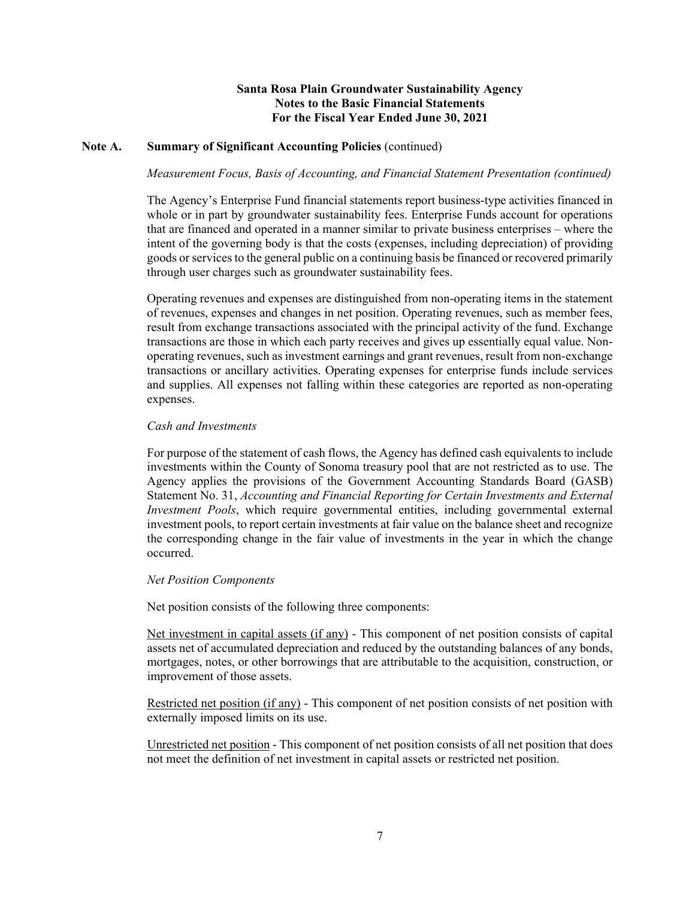# Santa Rosa Plain Groundwater Sustainability Agency
## Notes to the Basic Financial Statements
## For the Fiscal Year Ended June 30, 2021

**Note A. Summary of Significant Accounting Policies** (continued)

*Measurement Focus, Basis of Accounting, and Financial Statement Presentation (continued)*

The Agency's Enterprise Fund financial statements report business-type activities financed in whole or in part by groundwater sustainability fees. Enterprise Funds account for operations that are financed and operated in a manner similar to private business enterprises – where the intent of the governing body is that the costs (expenses, including depreciation) of providing goods or services to the general public on a continuing basis be financed or recovered primarily through user charges such as groundwater sustainability fees.

Operating revenues and expenses are distinguished from non-operating items in the statement of revenues, expenses and changes in net position. Operating revenues, such as member fees, result from exchange transactions associated with the principal activity of the fund. Exchange transactions are those in which each party receives and gives up essentially equal value. Non-operating revenues, such as investment earnings and grant revenues, result from non-exchange transactions or ancillary activities. Operating expenses for enterprise funds include services and supplies. All expenses not falling within these categories are reported as non-operating expenses.

*Cash and Investments*

For purpose of the statement of cash flows, the Agency has defined cash equivalents to include investments within the County of Sonoma treasury pool that are not restricted as to use. The Agency applies the provisions of the Government Accounting Standards Board (GASB) Statement No. 31, *Accounting and Financial Reporting for Certain Investments and External Investment Pools*, which require governmental entities, including governmental external investment pools, to report certain investments at fair value on the balance sheet and recognize the corresponding change in the fair value of investments in the year in which the change occurred.

*Net Position Components*

Net position consists of the following three components:

<u>Net investment in capital assets (if any)</u> - This component of net position consists of capital assets net of accumulated depreciation and reduced by the outstanding balances of any bonds, mortgages, notes, or other borrowings that are attributable to the acquisition, construction, or improvement of those assets.

<u>Restricted net position (if any)</u> - This component of net position consists of net position with externally imposed limits on its use.

<u>Unrestricted net position</u> - This component of net position consists of all net position that does not meet the definition of net investment in capital assets or restricted net position.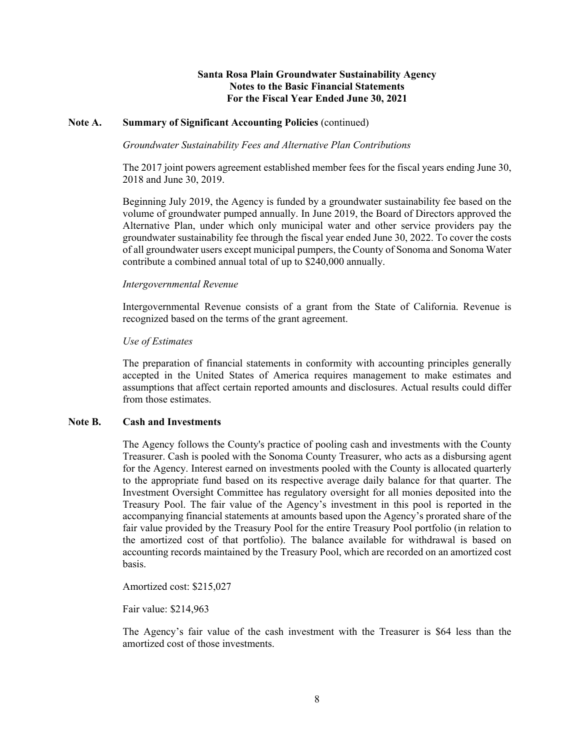**Santa Rosa Plain Groundwater Sustainability Agency**
**Notes to the Basic Financial Statements**
**For the Fiscal Year Ended June 30, 2021**

## Note A. Summary of Significant Accounting Policies (continued)

*Groundwater Sustainability Fees and Alternative Plan Contributions*

The 2017 joint powers agreement established member fees for the fiscal years ending June 30, 2018 and June 30, 2019.

Beginning July 2019, the Agency is funded by a groundwater sustainability fee based on the volume of groundwater pumped annually. In June 2019, the Board of Directors approved the Alternative Plan, under which only municipal water and other service providers pay the groundwater sustainability fee through the fiscal year ended June 30, 2022. To cover the costs of all groundwater users except municipal pumpers, the County of Sonoma and Sonoma Water contribute a combined annual total of up to $240,000 annually.

*Intergovernmental Revenue*

Intergovernmental Revenue consists of a grant from the State of California. Revenue is recognized based on the terms of the grant agreement.

*Use of Estimates*

The preparation of financial statements in conformity with accounting principles generally accepted in the United States of America requires management to make estimates and assumptions that affect certain reported amounts and disclosures. Actual results could differ from those estimates.

## Note B. Cash and Investments

The Agency follows the County's practice of pooling cash and investments with the County Treasurer. Cash is pooled with the Sonoma County Treasurer, who acts as a disbursing agent for the Agency. Interest earned on investments pooled with the County is allocated quarterly to the appropriate fund based on its respective average daily balance for that quarter. The Investment Oversight Committee has regulatory oversight for all monies deposited into the Treasury Pool. The fair value of the Agency's investment in this pool is reported in the accompanying financial statements at amounts based upon the Agency's prorated share of the fair value provided by the Treasury Pool for the entire Treasury Pool portfolio (in relation to the amortized cost of that portfolio). The balance available for withdrawal is based on accounting records maintained by the Treasury Pool, which are recorded on an amortized cost basis.

Amortized cost: $215,027

Fair value: $214,963

The Agency's fair value of the cash investment with the Treasurer is $64 less than the amortized cost of those investments.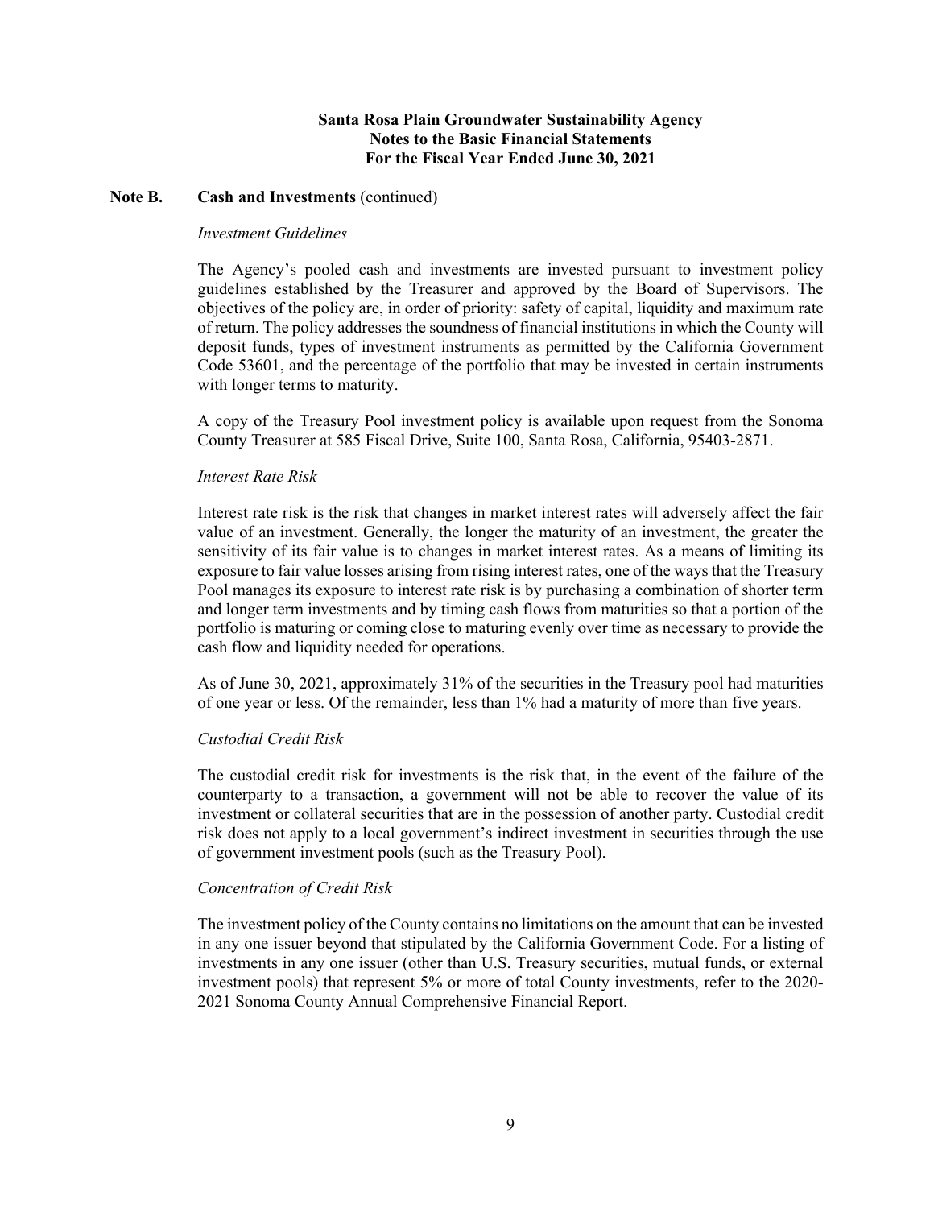## Note B. Cash and Investments (continued)

*Investment Guidelines*

The Agency's pooled cash and investments are invested pursuant to investment policy guidelines established by the Treasurer and approved by the Board of Supervisors. The objectives of the policy are, in order of priority: safety of capital, liquidity and maximum rate of return. The policy addresses the soundness of financial institutions in which the County will deposit funds, types of investment instruments as permitted by the California Government Code 53601, and the percentage of the portfolio that may be invested in certain instruments with longer terms to maturity.

A copy of the Treasury Pool investment policy is available upon request from the Sonoma County Treasurer at 585 Fiscal Drive, Suite 100, Santa Rosa, California, 95403-2871.

*Interest Rate Risk*

Interest rate risk is the risk that changes in market interest rates will adversely affect the fair value of an investment. Generally, the longer the maturity of an investment, the greater the sensitivity of its fair value is to changes in market interest rates. As a means of limiting its exposure to fair value losses arising from rising interest rates, one of the ways that the Treasury Pool manages its exposure to interest rate risk is by purchasing a combination of shorter term and longer term investments and by timing cash flows from maturities so that a portion of the portfolio is maturing or coming close to maturing evenly over time as necessary to provide the cash flow and liquidity needed for operations.

As of June 30, 2021, approximately 31% of the securities in the Treasury pool had maturities of one year or less. Of the remainder, less than 1% had a maturity of more than five years.

*Custodial Credit Risk*

The custodial credit risk for investments is the risk that, in the event of the failure of the counterparty to a transaction, a government will not be able to recover the value of its investment or collateral securities that are in the possession of another party. Custodial credit risk does not apply to a local government's indirect investment in securities through the use of government investment pools (such as the Treasury Pool).

*Concentration of Credit Risk*

The investment policy of the County contains no limitations on the amount that can be invested in any one issuer beyond that stipulated by the California Government Code. For a listing of investments in any one issuer (other than U.S. Treasury securities, mutual funds, or external investment pools) that represent 5% or more of total County investments, refer to the 2020-2021 Sonoma County Annual Comprehensive Financial Report.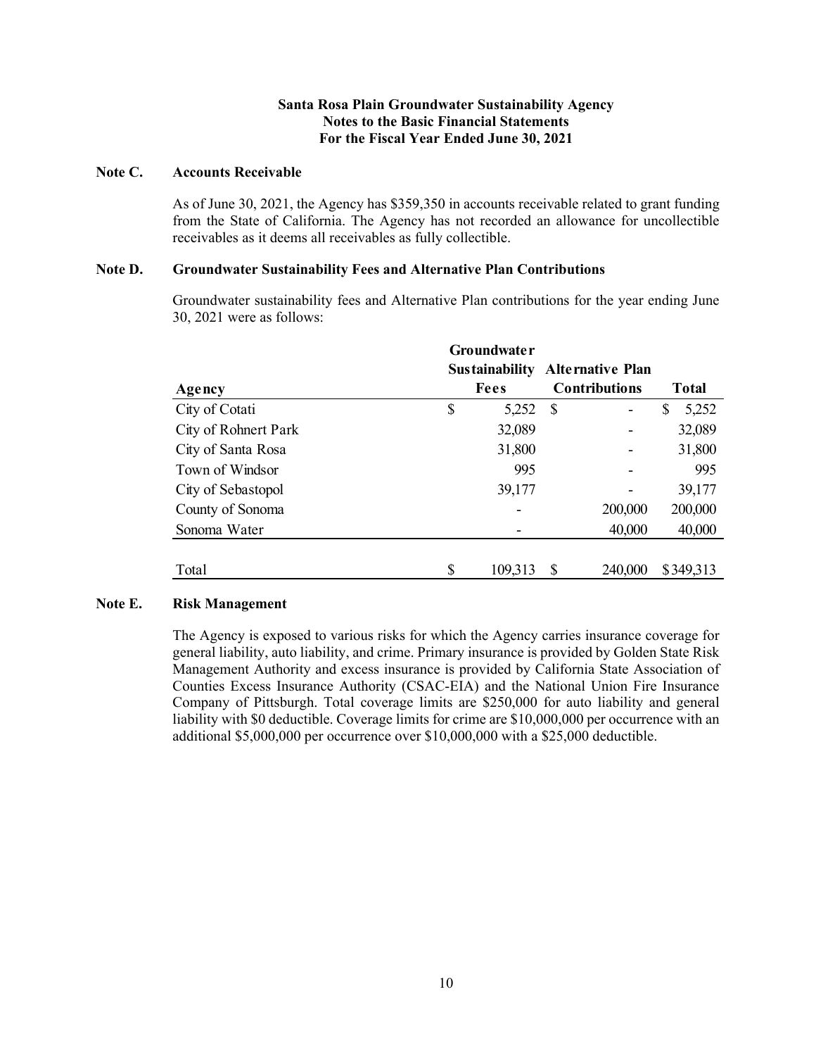**Santa Rosa Plain Groundwater Sustainability Agency**
**Notes to the Basic Financial Statements**
**For the Fiscal Year Ended June 30, 2021**

## Note C. Accounts Receivable

As of June 30, 2021, the Agency has $359,350 in accounts receivable related to grant funding from the State of California. The Agency has not recorded an allowance for uncollectible receivables as it deems all receivables as fully collectible.

## Note D. Groundwater Sustainability Fees and Alternative Plan Contributions

Groundwater sustainability fees and Alternative Plan contributions for the year ending June 30, 2021 were as follows:

| Agency | Groundwater Sustainability Fees | Alternative Plan Contributions | Total |
|---|---|---|---|
| City of Cotati | $ 5,252 | $ - | $ 5,252 |
| City of Rohnert Park | 32,089 | - | 32,089 |
| City of Santa Rosa | 31,800 | - | 31,800 |
| Town of Windsor | 995 | - | 995 |
| City of Sebastopol | 39,177 | - | 39,177 |
| County of Sonoma | - | 200,000 | 200,000 |
| Sonoma Water | - | 40,000 | 40,000 |
| Total | $ 109,313 | $ 240,000 | $349,313 |

## Note E. Risk Management

The Agency is exposed to various risks for which the Agency carries insurance coverage for general liability, auto liability, and crime. Primary insurance is provided by Golden State Risk Management Authority and excess insurance is provided by California State Association of Counties Excess Insurance Authority (CSAC-EIA) and the National Union Fire Insurance Company of Pittsburgh. Total coverage limits are $250,000 for auto liability and general liability with $0 deductible. Coverage limits for crime are $10,000,000 per occurrence with an additional $5,000,000 per occurrence over $10,000,000 with a $25,000 deductible.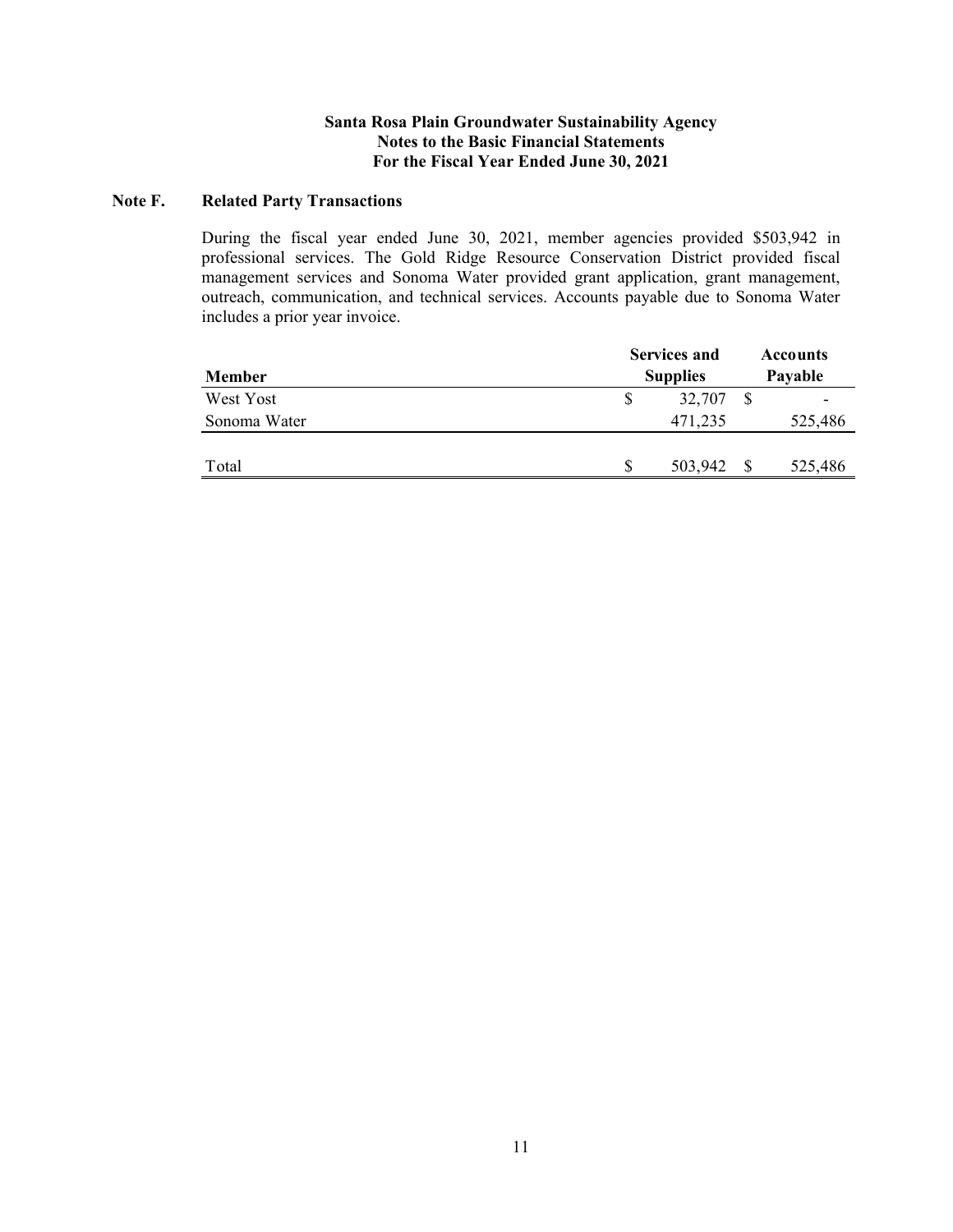**Santa Rosa Plain Groundwater Sustainability Agency**
**Notes to the Basic Financial Statements**
**For the Fiscal Year Ended June 30, 2021**

## Note F. Related Party Transactions

During the fiscal year ended June 30, 2021, member agencies provided $503,942 in professional services. The Gold Ridge Resource Conservation District provided fiscal management services and Sonoma Water provided grant application, grant management, outreach, communication, and technical services. Accounts payable due to Sonoma Water includes a prior year invoice.

| Member | Services and Supplies | Accounts Payable |
|---|---|---|
| West Yost | $ 32,707 | $ - |
| Sonoma Water | 471,235 | 525,486 |
| Total | $ 503,942 | $ 525,486 |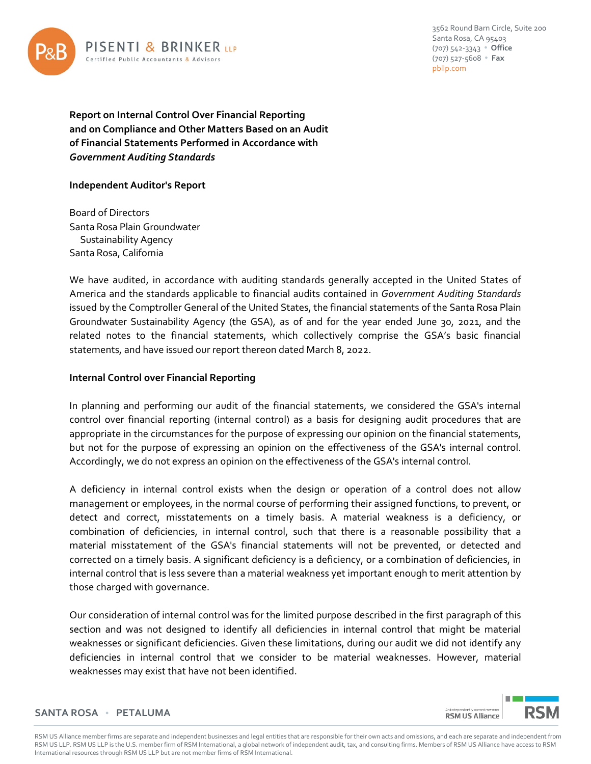PISENTI & BRINKER LLP
Certified Public Accountants & Advisors

3562 Round Barn Circle, Suite 200
Santa Rosa, CA 95403
(707) 542-3343 • Office
(707) 527-5608 • Fax
pbllp.com

**Report on Internal Control Over Financial Reporting and on Compliance and Other Matters Based on an Audit of Financial Statements Performed in Accordance with *Government Auditing Standards***

**Independent Auditor's Report**

Board of Directors
Santa Rosa Plain Groundwater
Sustainability Agency
Santa Rosa, California

We have audited, in accordance with auditing standards generally accepted in the United States of America and the standards applicable to financial audits contained in *Government Auditing Standards* issued by the Comptroller General of the United States, the financial statements of the Santa Rosa Plain Groundwater Sustainability Agency (the GSA), as of and for the year ended June 30, 2021, and the related notes to the financial statements, which collectively comprise the GSA's basic financial statements, and have issued our report thereon dated March 8, 2022.

**Internal Control over Financial Reporting**

In planning and performing our audit of the financial statements, we considered the GSA's internal control over financial reporting (internal control) as a basis for designing audit procedures that are appropriate in the circumstances for the purpose of expressing our opinion on the financial statements, but not for the purpose of expressing an opinion on the effectiveness of the GSA's internal control. Accordingly, we do not express an opinion on the effectiveness of the GSA's internal control.

A deficiency in internal control exists when the design or operation of a control does not allow management or employees, in the normal course of performing their assigned functions, to prevent, or detect and correct, misstatements on a timely basis. A material weakness is a deficiency, or combination of deficiencies, in internal control, such that there is a reasonable possibility that a material misstatement of the GSA's financial statements will not be prevented, or detected and corrected on a timely basis. A significant deficiency is a deficiency, or a combination of deficiencies, in internal control that is less severe than a material weakness yet important enough to merit attention by those charged with governance.

Our consideration of internal control was for the limited purpose described in the first paragraph of this section and was not designed to identify all deficiencies in internal control that might be material weaknesses or significant deficiencies. Given these limitations, during our audit we did not identify any deficiencies in internal control that we consider to be material weaknesses. However, material weaknesses may exist that have not been identified.

SANTA ROSA • PETALUMA

RSM US Alliance member firms are separate and independent businesses and legal entities that are responsible for their own acts and omissions, and each are separate and independent from RSM US LLP. RSM US LLP is the U.S. member firm of RSM International, a global network of independent audit, tax, and consulting firms. Members of RSM US Alliance have access to RSM International resources through RSM US LLP but are not member firms of RSM International.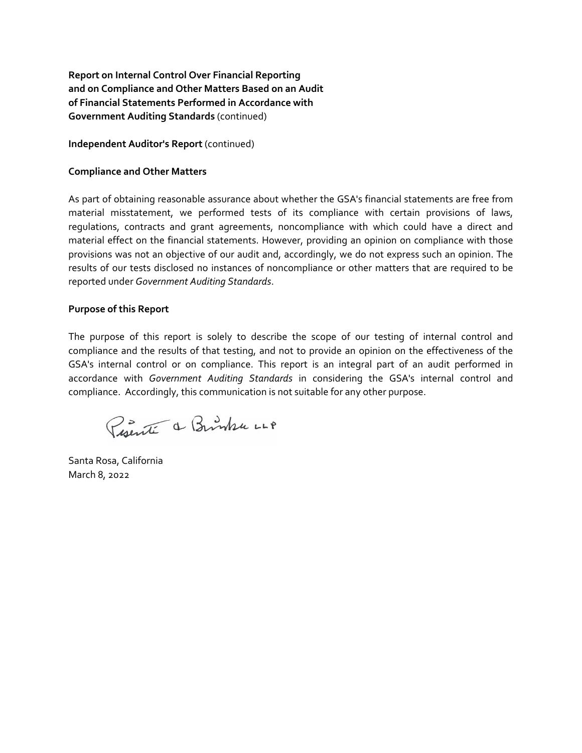**Report on Internal Control Over Financial Reporting and on Compliance and Other Matters Based on an Audit of Financial Statements Performed in Accordance with Government Auditing Standards** (continued)

**Independent Auditor's Report** (continued)

**Compliance and Other Matters**

As part of obtaining reasonable assurance about whether the GSA's financial statements are free from material misstatement, we performed tests of its compliance with certain provisions of laws, regulations, contracts and grant agreements, noncompliance with which could have a direct and material effect on the financial statements. However, providing an opinion on compliance with those provisions was not an objective of our audit and, accordingly, we do not express such an opinion. The results of our tests disclosed no instances of noncompliance or other matters that are required to be reported under *Government Auditing Standards*.

**Purpose of this Report**

The purpose of this report is solely to describe the scope of our testing of internal control and compliance and the results of that testing, and not to provide an opinion on the effectiveness of the GSA's internal control or on compliance. This report is an integral part of an audit performed in accordance with *Government Auditing Standards* in considering the GSA's internal control and compliance. Accordingly, this communication is not suitable for any other purpose.

Pisenti & Brinker LLP

Santa Rosa, California
March 8, 2022